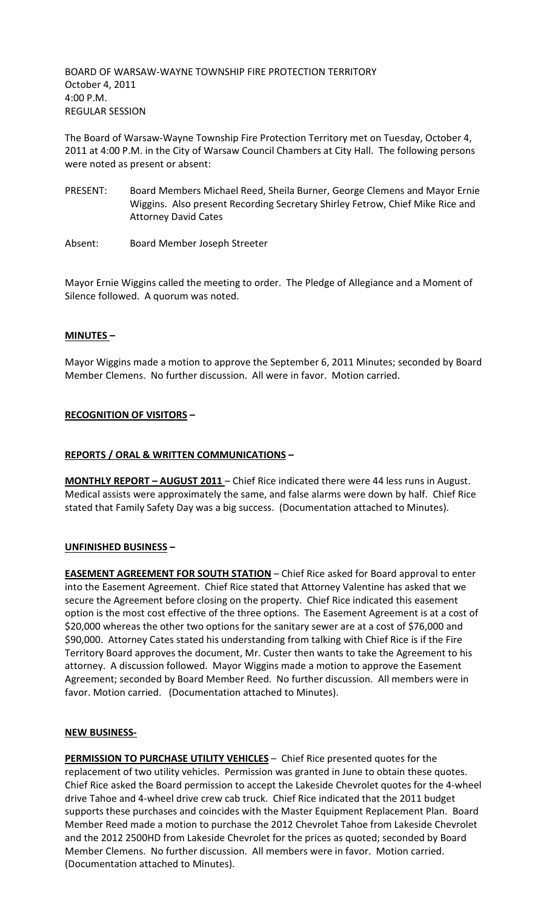BOARD OF WARSAW-WAYNE TOWNSHIP FIRE PROTECTION TERRITORY
October 4, 2011
4:00 P.M.
REGULAR SESSION

The Board of Warsaw-Wayne Township Fire Protection Territory met on Tuesday, October 4, 2011 at 4:00 P.M. in the City of Warsaw Council Chambers at City Hall. The following persons were noted as present or absent:

PRESENT: Board Members Michael Reed, Sheila Burner, George Clemens and Mayor Ernie Wiggins. Also present Recording Secretary Shirley Fetrow, Chief Mike Rice and Attorney David Cates

Absent: Board Member Joseph Streeter

Mayor Ernie Wiggins called the meeting to order. The Pledge of Allegiance and a Moment of Silence followed. A quorum was noted.

**MINUTES –**

Mayor Wiggins made a motion to approve the September 6, 2011 Minutes; seconded by Board Member Clemens. No further discussion. All were in favor. Motion carried.

**RECOGNITION OF VISITORS –**

**REPORTS / ORAL & WRITTEN COMMUNICATIONS –**

**MONTHLY REPORT – AUGUST 2011** – Chief Rice indicated there were 44 less runs in August. Medical assists were approximately the same, and false alarms were down by half. Chief Rice stated that Family Safety Day was a big success. (Documentation attached to Minutes).

**UNFINISHED BUSINESS –**

**EASEMENT AGREEMENT FOR SOUTH STATION** – Chief Rice asked for Board approval to enter into the Easement Agreement. Chief Rice stated that Attorney Valentine has asked that we secure the Agreement before closing on the property. Chief Rice indicated this easement option is the most cost effective of the three options. The Easement Agreement is at a cost of $20,000 whereas the other two options for the sanitary sewer are at a cost of $76,000 and $90,000. Attorney Cates stated his understanding from talking with Chief Rice is if the Fire Territory Board approves the document, Mr. Custer then wants to take the Agreement to his attorney. A discussion followed. Mayor Wiggins made a motion to approve the Easement Agreement; seconded by Board Member Reed. No further discussion. All members were in favor. Motion carried. (Documentation attached to Minutes).

**NEW BUSINESS-**

**PERMISSION TO PURCHASE UTILITY VEHICLES** – Chief Rice presented quotes for the replacement of two utility vehicles. Permission was granted in June to obtain these quotes. Chief Rice asked the Board permission to accept the Lakeside Chevrolet quotes for the 4-wheel drive Tahoe and 4-wheel drive crew cab truck. Chief Rice indicated that the 2011 budget supports these purchases and coincides with the Master Equipment Replacement Plan. Board Member Reed made a motion to purchase the 2012 Chevrolet Tahoe from Lakeside Chevrolet and the 2012 2500HD from Lakeside Chevrolet for the prices as quoted; seconded by Board Member Clemens. No further discussion. All members were in favor. Motion carried. (Documentation attached to Minutes).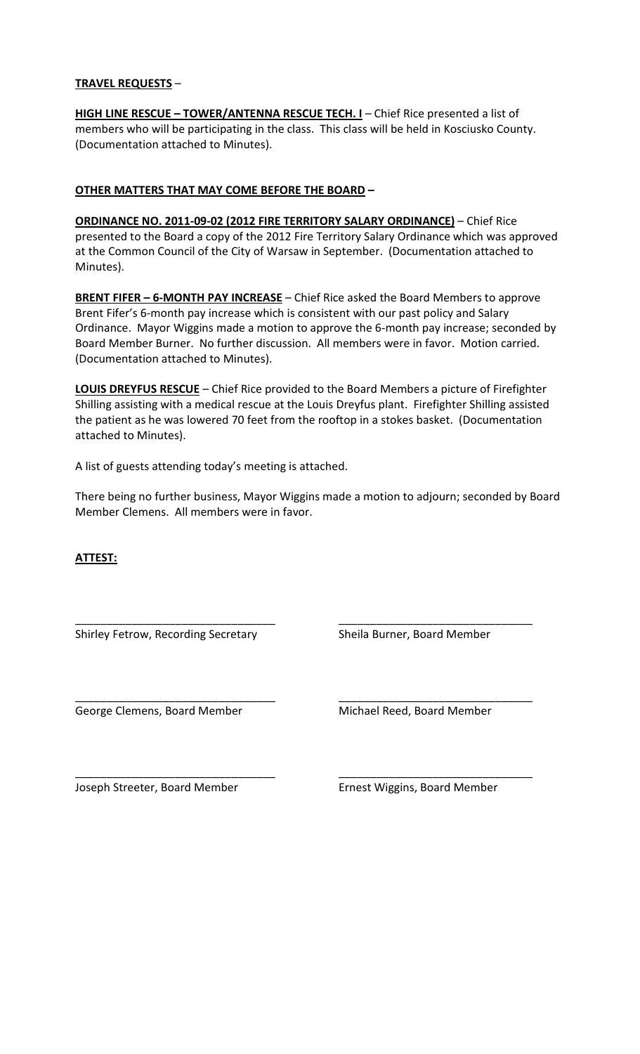**TRAVEL REQUESTS** –

**HIGH LINE RESCUE – TOWER/ANTENNA RESCUE TECH. I** – Chief Rice presented a list of members who will be participating in the class. This class will be held in Kosciusko County. (Documentation attached to Minutes).

**OTHER MATTERS THAT MAY COME BEFORE THE BOARD –**

**ORDINANCE NO. 2011-09-02 (2012 FIRE TERRITORY SALARY ORDINANCE)** – Chief Rice presented to the Board a copy of the 2012 Fire Territory Salary Ordinance which was approved at the Common Council of the City of Warsaw in September. (Documentation attached to Minutes).

**BRENT FIFER – 6-MONTH PAY INCREASE** – Chief Rice asked the Board Members to approve Brent Fifer's 6-month pay increase which is consistent with our past policy and Salary Ordinance. Mayor Wiggins made a motion to approve the 6-month pay increase; seconded by Board Member Burner. No further discussion. All members were in favor. Motion carried. (Documentation attached to Minutes).

**LOUIS DREYFUS RESCUE** – Chief Rice provided to the Board Members a picture of Firefighter Shilling assisting with a medical rescue at the Louis Dreyfus plant. Firefighter Shilling assisted the patient as he was lowered 70 feet from the rooftop in a stokes basket. (Documentation attached to Minutes).

A list of guests attending today's meeting is attached.

There being no further business, Mayor Wiggins made a motion to adjourn; seconded by Board Member Clemens. All members were in favor.

**ATTEST:**

_______________________________
Shirley Fetrow, Recording Secretary

_______________________________
Sheila Burner, Board Member

_______________________________
George Clemens, Board Member

_______________________________
Michael Reed, Board Member

_______________________________
Joseph Streeter, Board Member

_______________________________
Ernest Wiggins, Board Member